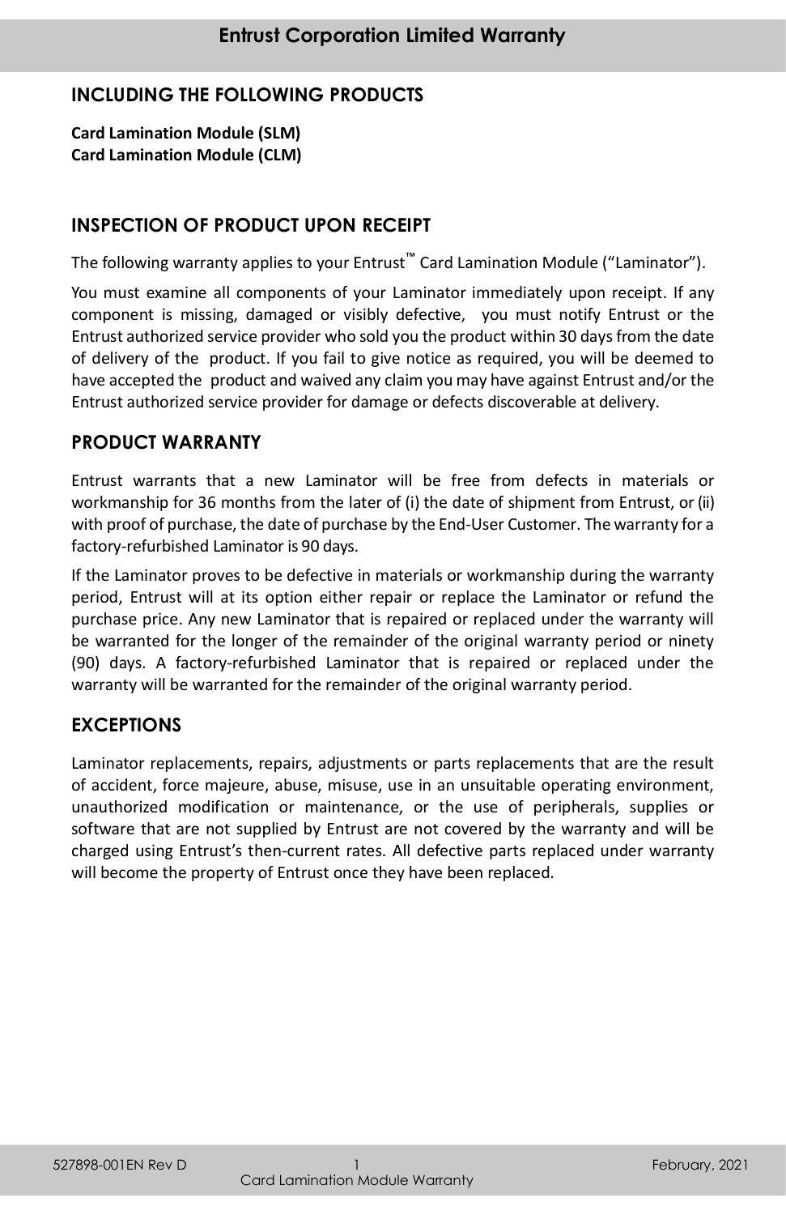# Entrust Corporation Limited Warranty

## INCLUDING THE FOLLOWING PRODUCTS

**Card Lamination Module (SLM)**
**Card Lamination Module (CLM)**

## INSPECTION OF PRODUCT UPON RECEIPT

The following warranty applies to your Entrust™ Card Lamination Module ("Laminator").

You must examine all components of your Laminator immediately upon receipt. If any component is missing, damaged or visibly defective, you must notify Entrust or the Entrust authorized service provider who sold you the product within 30 days from the date of delivery of the product. If you fail to give notice as required, you will be deemed to have accepted the product and waived any claim you may have against Entrust and/or the Entrust authorized service provider for damage or defects discoverable at delivery.

## PRODUCT WARRANTY

Entrust warrants that a new Laminator will be free from defects in materials or workmanship for 36 months from the later of (i) the date of shipment from Entrust, or (ii) with proof of purchase, the date of purchase by the End-User Customer. The warranty for a factory-refurbished Laminator is 90 days.

If the Laminator proves to be defective in materials or workmanship during the warranty period, Entrust will at its option either repair or replace the Laminator or refund the purchase price. Any new Laminator that is repaired or replaced under the warranty will be warranted for the longer of the remainder of the original warranty period or ninety (90) days. A factory-refurbished Laminator that is repaired or replaced under the warranty will be warranted for the remainder of the original warranty period.

## EXCEPTIONS

Laminator replacements, repairs, adjustments or parts replacements that are the result of accident, force majeure, abuse, misuse, use in an unsuitable operating environment, unauthorized modification or maintenance, or the use of peripherals, supplies or software that are not supplied by Entrust are not covered by the warranty and will be charged using Entrust's then-current rates. All defective parts replaced under warranty will become the property of Entrust once they have been replaced.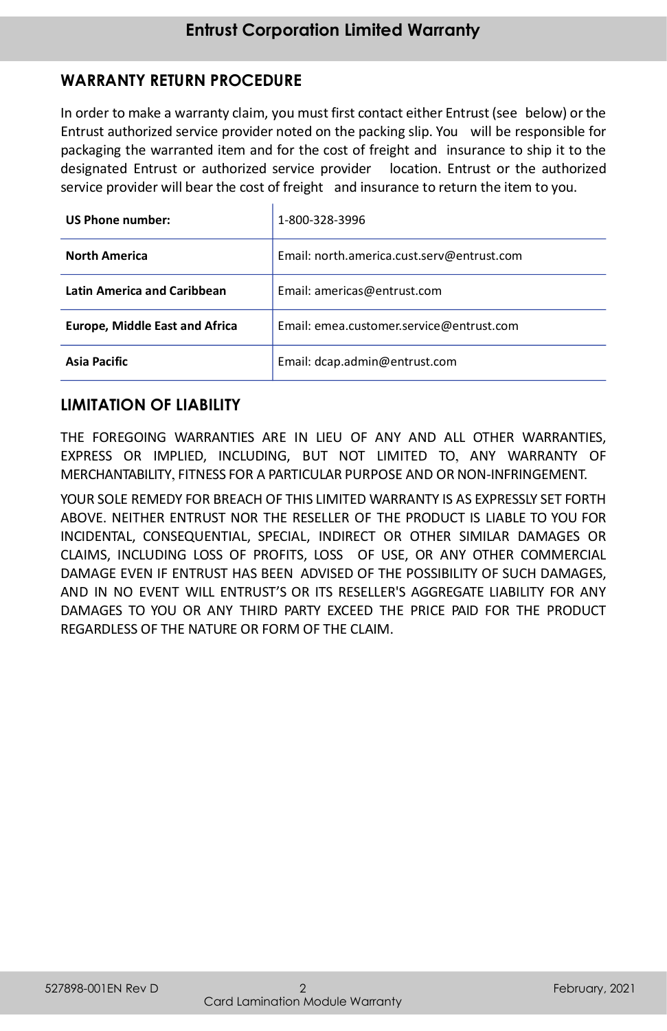## WARRANTY RETURN PROCEDURE

In order to make a warranty claim, you must first contact either Entrust (see below) or the Entrust authorized service provider noted on the packing slip. You will be responsible for packaging the warranted item and for the cost of freight and insurance to ship it to the designated Entrust or authorized service provider location. Entrust or the authorized service provider will bear the cost of freight and insurance to return the item to you.

| | |
|---|---|
| **US Phone number:** | 1-800-328-3996 |
| **North America** | Email: north.america.cust.serv@entrust.com |
| **Latin America and Caribbean** | Email: americas@entrust.com |
| **Europe, Middle East and Africa** | Email: emea.customer.service@entrust.com |
| **Asia Pacific** | Email: dcap.admin@entrust.com |

## LIMITATION OF LIABILITY

THE FOREGOING WARRANTIES ARE IN LIEU OF ANY AND ALL OTHER WARRANTIES, EXPRESS OR IMPLIED, INCLUDING, BUT NOT LIMITED TO, ANY WARRANTY OF MERCHANTABILITY, FITNESS FOR A PARTICULAR PURPOSE AND OR NON-INFRINGEMENT.

YOUR SOLE REMEDY FOR BREACH OF THIS LIMITED WARRANTY IS AS EXPRESSLY SET FORTH ABOVE. NEITHER ENTRUST NOR THE RESELLER OF THE PRODUCT IS LIABLE TO YOU FOR INCIDENTAL, CONSEQUENTIAL, SPECIAL, INDIRECT OR OTHER SIMILAR DAMAGES OR CLAIMS, INCLUDING LOSS OF PROFITS, LOSS OF USE, OR ANY OTHER COMMERCIAL DAMAGE EVEN IF ENTRUST HAS BEEN ADVISED OF THE POSSIBILITY OF SUCH DAMAGES, AND IN NO EVENT WILL ENTRUST'S OR ITS RESELLER'S AGGREGATE LIABILITY FOR ANY DAMAGES TO YOU OR ANY THIRD PARTY EXCEED THE PRICE PAID FOR THE PRODUCT REGARDLESS OF THE NATURE OR FORM OF THE CLAIM.